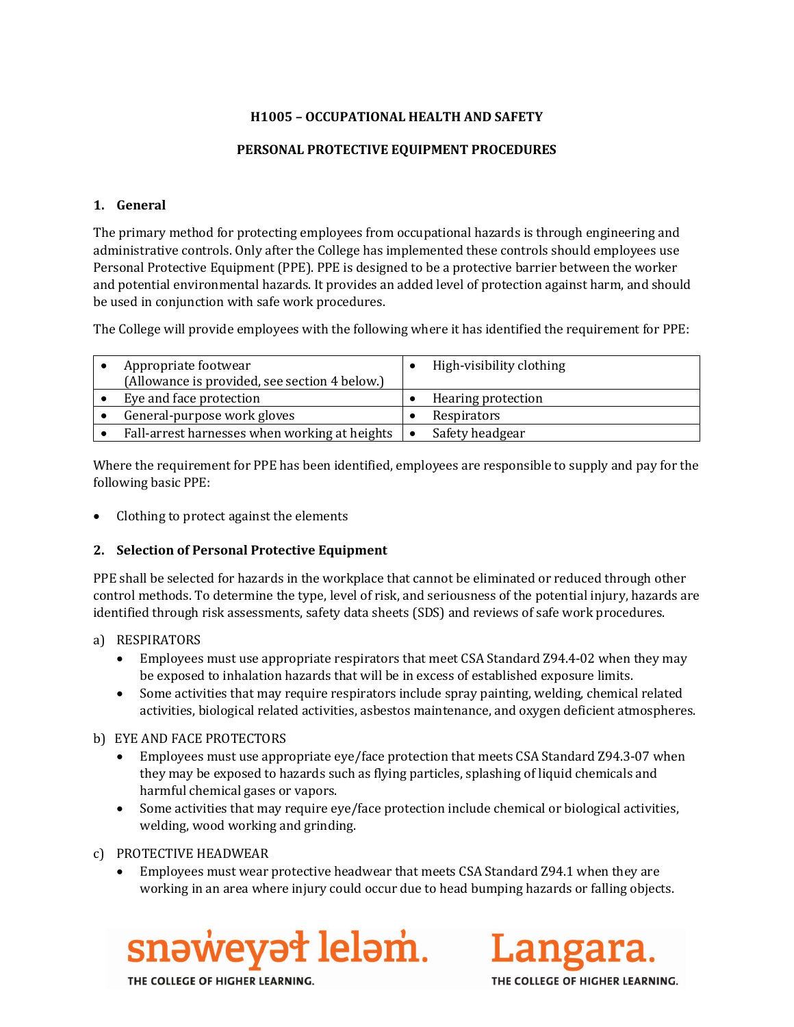**H1005 – OCCUPATIONAL HEALTH AND SAFETY**

**PERSONAL PROTECTIVE EQUIPMENT PROCEDURES**

## 1. General

The primary method for protecting employees from occupational hazards is through engineering and administrative controls. Only after the College has implemented these controls should employees use Personal Protective Equipment (PPE). PPE is designed to be a protective barrier between the worker and potential environmental hazards. It provides an added level of protection against harm, and should be used in conjunction with safe work procedures.

The College will provide employees with the following where it has identified the requirement for PPE:

| | |
|---|---|
| • Appropriate footwear (Allowance is provided, see section 4 below.) | • High-visibility clothing |
| • Eye and face protection | • Hearing protection |
| • General-purpose work gloves | • Respirators |
| • Fall-arrest harnesses when working at heights | • Safety headgear |

Where the requirement for PPE has been identified, employees are responsible to supply and pay for the following basic PPE:

- Clothing to protect against the elements

## 2. Selection of Personal Protective Equipment

PPE shall be selected for hazards in the workplace that cannot be eliminated or reduced through other control methods. To determine the type, level of risk, and seriousness of the potential injury, hazards are identified through risk assessments, safety data sheets (SDS) and reviews of safe work procedures.

a) RESPIRATORS

- Employees must use appropriate respirators that meet CSA Standard Z94.4-02 when they may be exposed to inhalation hazards that will be in excess of established exposure limits.
- Some activities that may require respirators include spray painting, welding, chemical related activities, biological related activities, asbestos maintenance, and oxygen deficient atmospheres.

b) EYE AND FACE PROTECTORS

- Employees must use appropriate eye/face protection that meets CSA Standard Z94.3-07 when they may be exposed to hazards such as flying particles, splashing of liquid chemicals and harmful chemical gases or vapors.
- Some activities that may require eye/face protection include chemical or biological activities, welding, wood working and grinding.

c) PROTECTIVE HEADWEAR

- Employees must wear protective headwear that meets CSA Standard Z94.1 when they are working in an area where injury could occur due to head bumping hazards or falling objects.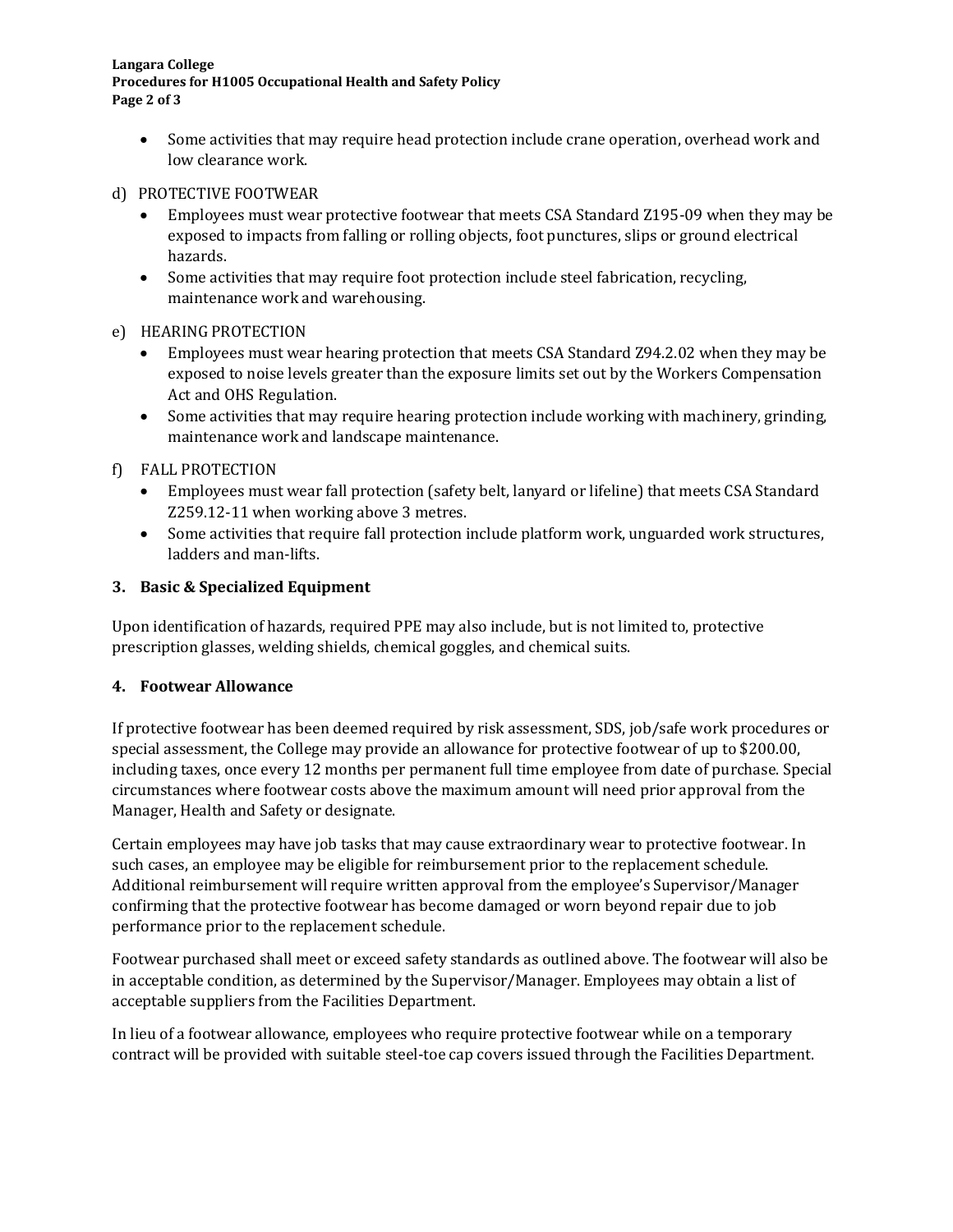- Some activities that may require head protection include crane operation, overhead work and low clearance work.

d) PROTECTIVE FOOTWEAR
- Employees must wear protective footwear that meets CSA Standard Z195-09 when they may be exposed to impacts from falling or rolling objects, foot punctures, slips or ground electrical hazards.
- Some activities that may require foot protection include steel fabrication, recycling, maintenance work and warehousing.

e) HEARING PROTECTION
- Employees must wear hearing protection that meets CSA Standard Z94.2.02 when they may be exposed to noise levels greater than the exposure limits set out by the Workers Compensation Act and OHS Regulation.
- Some activities that may require hearing protection include working with machinery, grinding, maintenance work and landscape maintenance.

f) FALL PROTECTION
- Employees must wear fall protection (safety belt, lanyard or lifeline) that meets CSA Standard Z259.12-11 when working above 3 metres.
- Some activities that require fall protection include platform work, unguarded work structures, ladders and man-lifts.

### 3. Basic & Specialized Equipment

Upon identification of hazards, required PPE may also include, but is not limited to, protective prescription glasses, welding shields, chemical goggles, and chemical suits.

### 4. Footwear Allowance

If protective footwear has been deemed required by risk assessment, SDS, job/safe work procedures or special assessment, the College may provide an allowance for protective footwear of up to $200.00, including taxes, once every 12 months per permanent full time employee from date of purchase. Special circumstances where footwear costs above the maximum amount will need prior approval from the Manager, Health and Safety or designate.

Certain employees may have job tasks that may cause extraordinary wear to protective footwear. In such cases, an employee may be eligible for reimbursement prior to the replacement schedule. Additional reimbursement will require written approval from the employee's Supervisor/Manager confirming that the protective footwear has become damaged or worn beyond repair due to job performance prior to the replacement schedule.

Footwear purchased shall meet or exceed safety standards as outlined above. The footwear will also be in acceptable condition, as determined by the Supervisor/Manager. Employees may obtain a list of acceptable suppliers from the Facilities Department.

In lieu of a footwear allowance, employees who require protective footwear while on a temporary contract will be provided with suitable steel-toe cap covers issued through the Facilities Department.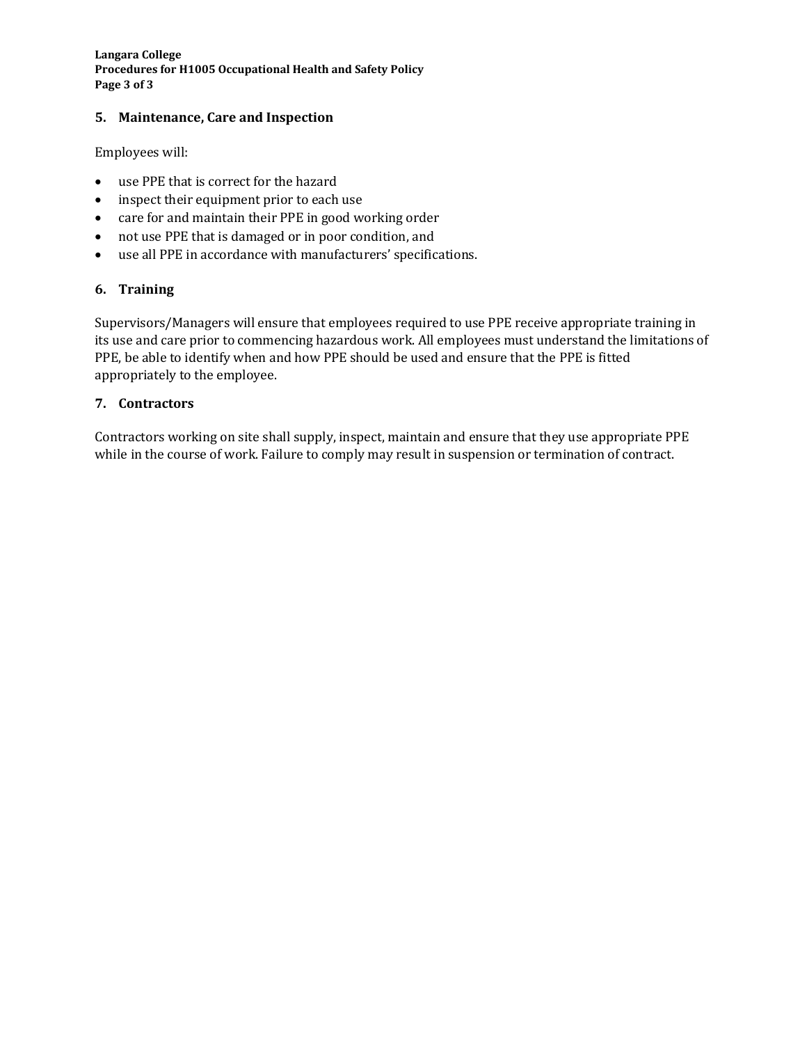## 5. Maintenance, Care and Inspection

Employees will:

- use PPE that is correct for the hazard
- inspect their equipment prior to each use
- care for and maintain their PPE in good working order
- not use PPE that is damaged or in poor condition, and
- use all PPE in accordance with manufacturers' specifications.

## 6. Training

Supervisors/Managers will ensure that employees required to use PPE receive appropriate training in its use and care prior to commencing hazardous work. All employees must understand the limitations of PPE, be able to identify when and how PPE should be used and ensure that the PPE is fitted appropriately to the employee.

## 7. Contractors

Contractors working on site shall supply, inspect, maintain and ensure that they use appropriate PPE while in the course of work. Failure to comply may result in suspension or termination of contract.